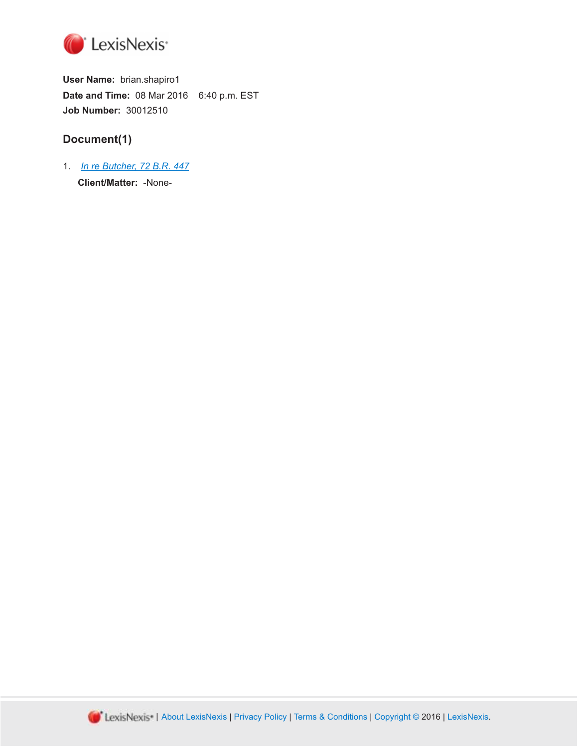LexisNexis®

**User Name:** brian.shapiro1

**Date and Time:** 08 Mar 2016 6:40 p.m. EST

**Job Number:** 30012510

## Document(1)

1. *In re Butcher, 72 B.R. 447*

   **Client/Matter:** -None-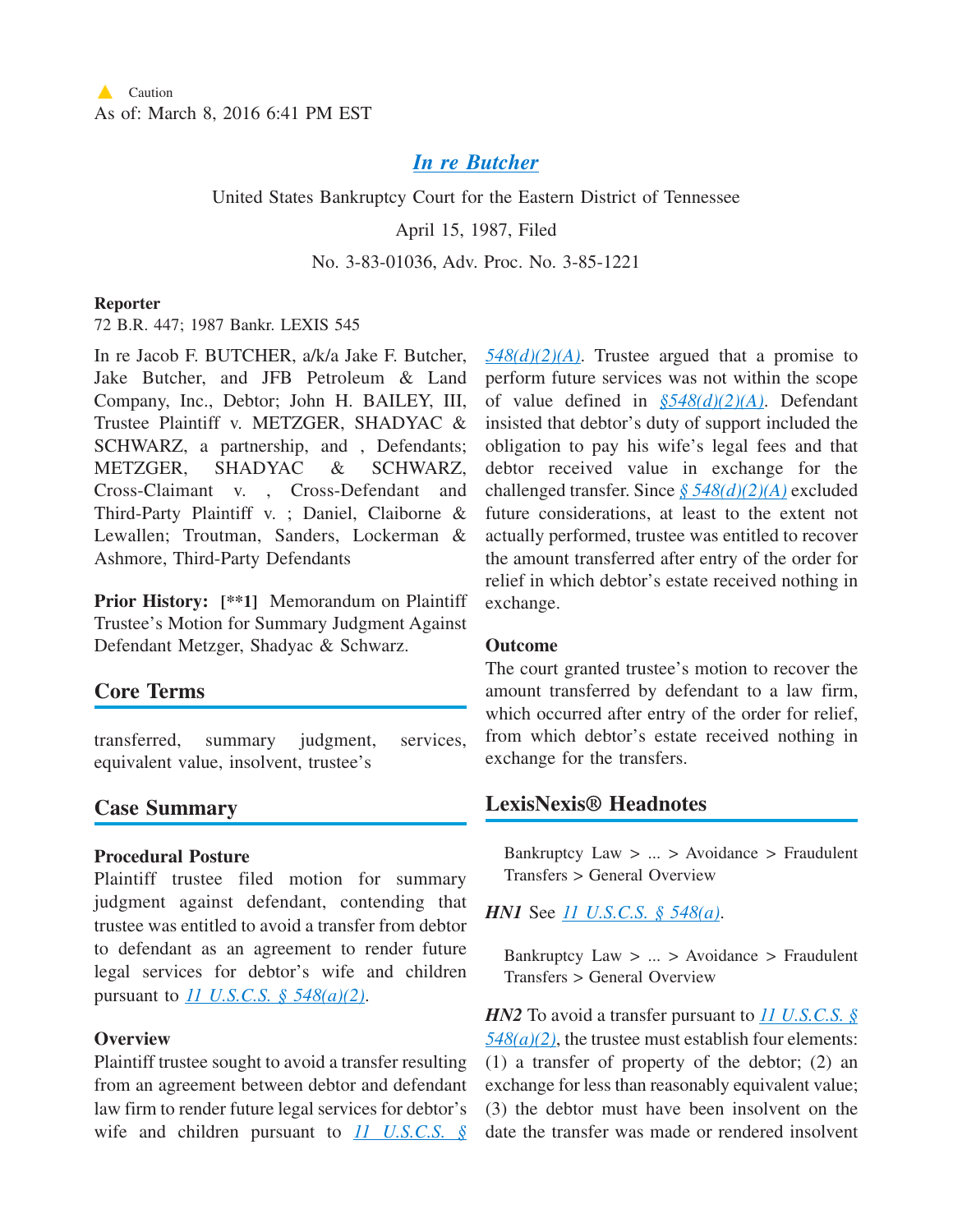⚠ Caution
As of: March 8, 2016 6:41 PM EST

# *In re Butcher*

United States Bankruptcy Court for the Eastern District of Tennessee

April 15, 1987, Filed

No. 3-83-01036, Adv. Proc. No. 3-85-1221

**Reporter**
72 B.R. 447; 1987 Bankr. LEXIS 545

In re Jacob F. BUTCHER, a/k/a Jake F. Butcher, Jake Butcher, and JFB Petroleum & Land Company, Inc., Debtor; John H. BAILEY, III, Trustee Plaintiff v. METZGER, SHADYAC & SCHWARZ, a partnership, and , Defendants; METZGER, SHADYAC & SCHWARZ, Cross-Claimant v. , Cross-Defendant and Third-Party Plaintiff v. ; Daniel, Claiborne & Lewallen; Troutman, Sanders, Lockerman & Ashmore, Third-Party Defendants

**Prior History:** **[\*\*1]** Memorandum on Plaintiff Trustee's Motion for Summary Judgment Against Defendant Metzger, Shadyac & Schwarz.

## Core Terms

transferred, summary judgment, services, equivalent value, insolvent, trustee's

## Case Summary

### Procedural Posture

Plaintiff trustee filed motion for summary judgment against defendant, contending that trustee was entitled to avoid a transfer from debtor to defendant as an agreement to render future legal services for debtor's wife and children pursuant to 11 U.S.C.S. § 548(a)(2).

### Overview

Plaintiff trustee sought to avoid a transfer resulting from an agreement between debtor and defendant law firm to render future legal services for debtor's wife and children pursuant to 11 U.S.C.S. § 548(d)(2)(A). Trustee argued that a promise to perform future services was not within the scope of value defined in §548(d)(2)(A). Defendant insisted that debtor's duty of support included the obligation to pay his wife's legal fees and that debtor received value in exchange for the challenged transfer. Since § 548(d)(2)(A) excluded future considerations, at least to the extent not actually performed, trustee was entitled to recover the amount transferred after entry of the order for relief in which debtor's estate received nothing in exchange.

### Outcome

The court granted trustee's motion to recover the amount transferred by defendant to a law firm, which occurred after entry of the order for relief, from which debtor's estate received nothing in exchange for the transfers.

## LexisNexis® Headnotes

Bankruptcy Law > ... > Avoidance > Fraudulent Transfers > General Overview

***HN1*** See 11 U.S.C.S. § 548(a).

Bankruptcy Law > ... > Avoidance > Fraudulent Transfers > General Overview

***HN2*** To avoid a transfer pursuant to 11 U.S.C.S. § 548(a)(2), the trustee must establish four elements: (1) a transfer of property of the debtor; (2) an exchange for less than reasonably equivalent value; (3) the debtor must have been insolvent on the date the transfer was made or rendered insolvent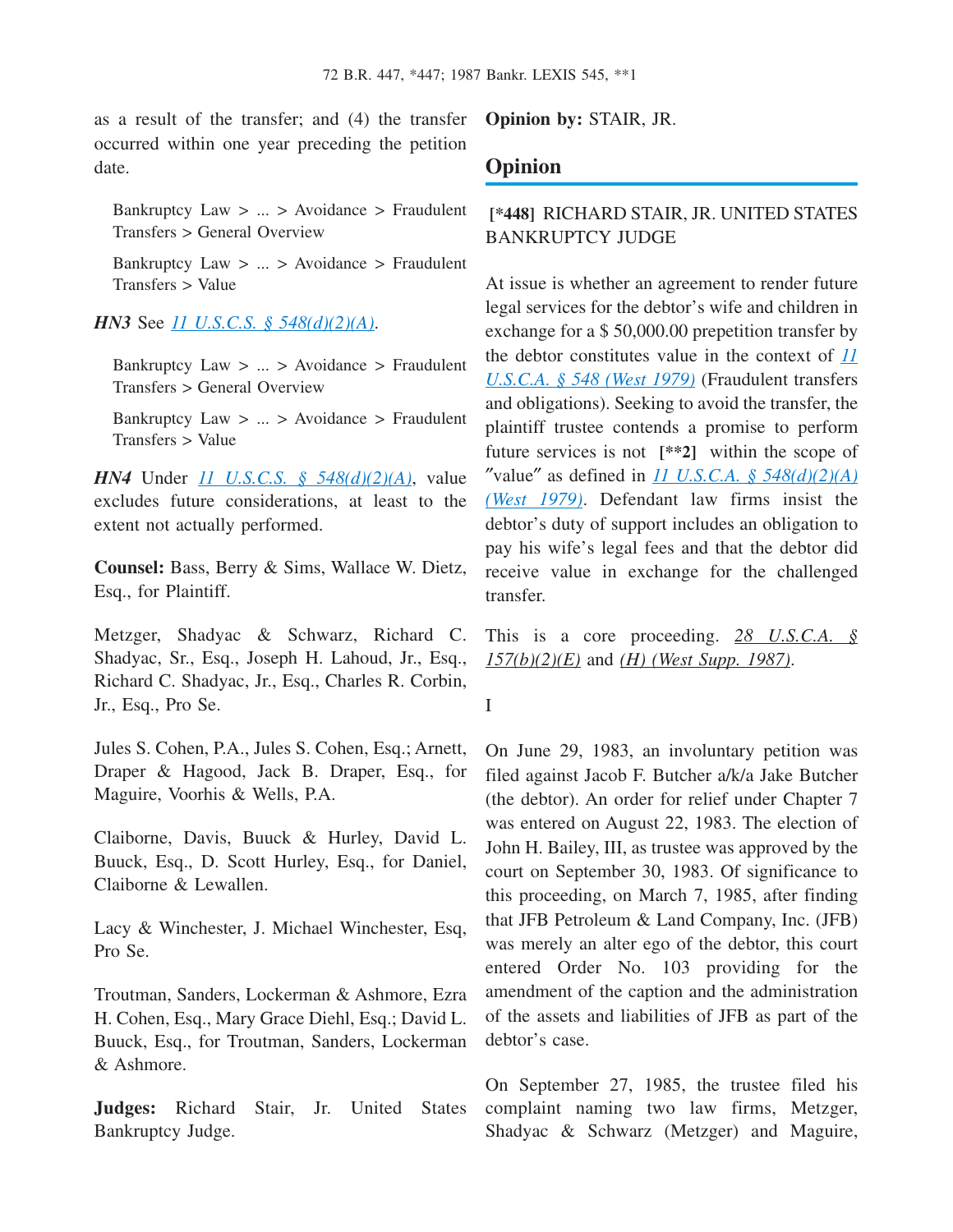as a result of the transfer; and (4) the transfer occurred within one year preceding the petition date.

Bankruptcy Law > ... > Avoidance > Fraudulent Transfers > General Overview

Bankruptcy Law > ... > Avoidance > Fraudulent Transfers > Value

***HN3*** See *11 U.S.C.S. § 548(d)(2)(A)*.

Bankruptcy Law > ... > Avoidance > Fraudulent Transfers > General Overview

Bankruptcy Law > ... > Avoidance > Fraudulent Transfers > Value

***HN4*** Under *11 U.S.C.S. § 548(d)(2)(A)*, value excludes future considerations, at least to the extent not actually performed.

**Counsel:** Bass, Berry & Sims, Wallace W. Dietz, Esq., for Plaintiff.

Metzger, Shadyac & Schwarz, Richard C. Shadyac, Sr., Esq., Joseph H. Lahoud, Jr., Esq., Richard C. Shadyac, Jr., Esq., Charles R. Corbin, Jr., Esq., Pro Se.

Jules S. Cohen, P.A., Jules S. Cohen, Esq.; Arnett, Draper & Hagood, Jack B. Draper, Esq., for Maguire, Voorhis & Wells, P.A.

Claiborne, Davis, Buuck & Hurley, David L. Buuck, Esq., D. Scott Hurley, Esq., for Daniel, Claiborne & Lewallen.

Lacy & Winchester, J. Michael Winchester, Esq, Pro Se.

Troutman, Sanders, Lockerman & Ashmore, Ezra H. Cohen, Esq., Mary Grace Diehl, Esq.; David L. Buuck, Esq., for Troutman, Sanders, Lockerman & Ashmore.

**Judges:** Richard Stair, Jr. United States Bankruptcy Judge.

**Opinion by:** STAIR, JR.

## Opinion

**[\*448]** RICHARD STAIR, JR. UNITED STATES BANKRUPTCY JUDGE

At issue is whether an agreement to render future legal services for the debtor's wife and children in exchange for a $ 50,000.00 prepetition transfer by the debtor constitutes value in the context of *11 U.S.C.A. § 548 (West 1979)* (Fraudulent transfers and obligations). Seeking to avoid the transfer, the plaintiff trustee contends a promise to perform future services is not **[\*\*2]** within the scope of "value" as defined in *11 U.S.C.A. § 548(d)(2)(A) (West 1979)*. Defendant law firms insist the debtor's duty of support includes an obligation to pay his wife's legal fees and that the debtor did receive value in exchange for the challenged transfer.

This is a core proceeding. *28 U.S.C.A. § 157(b)(2)(E)* and *(H) (West Supp. 1987)*.

I

On June 29, 1983, an involuntary petition was filed against Jacob F. Butcher a/k/a Jake Butcher (the debtor). An order for relief under Chapter 7 was entered on August 22, 1983. The election of John H. Bailey, III, as trustee was approved by the court on September 30, 1983. Of significance to this proceeding, on March 7, 1985, after finding that JFB Petroleum & Land Company, Inc. (JFB) was merely an alter ego of the debtor, this court entered Order No. 103 providing for the amendment of the caption and the administration of the assets and liabilities of JFB as part of the debtor's case.

On September 27, 1985, the trustee filed his complaint naming two law firms, Metzger, Shadyac & Schwarz (Metzger) and Maguire,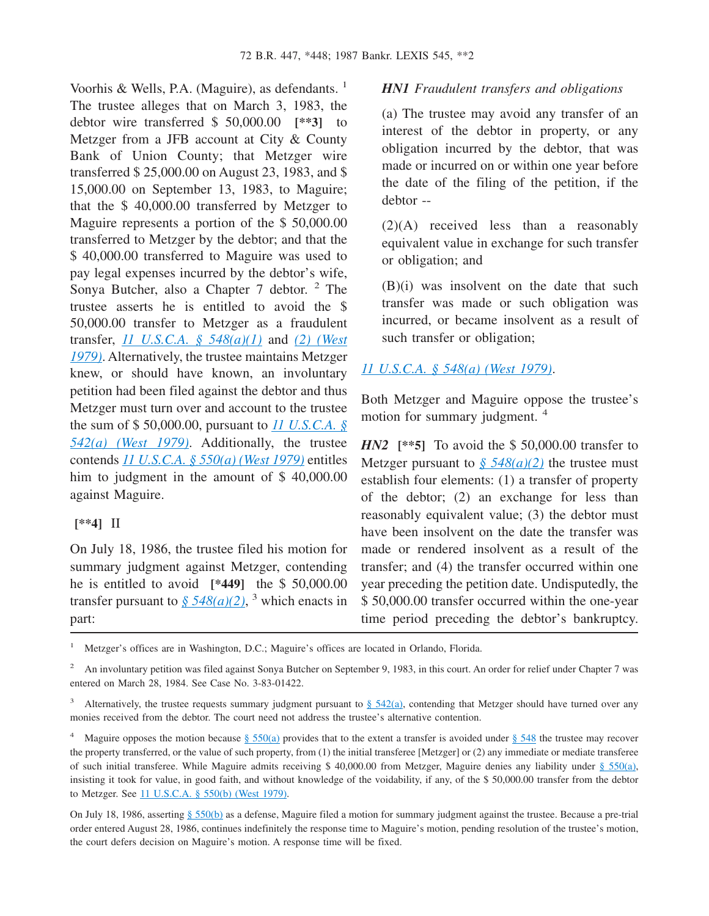Voorhis & Wells, P.A. (Maguire), as defendants. [1] The trustee alleges that on March 3, 1983, the debtor wire transferred $ 50,000.00 **[**3]** to Metzger from a JFB account at City & County Bank of Union County; that Metzger wire transferred $ 25,000.00 on August 23, 1983, and $ 15,000.00 on September 13, 1983, to Maguire; that the $ 40,000.00 transferred by Metzger to Maguire represents a portion of the $ 50,000.00 transferred to Metzger by the debtor; and that the $ 40,000.00 transferred to Maguire was used to pay legal expenses incurred by the debtor's wife, Sonya Butcher, also a Chapter 7 debtor. [2] The trustee asserts he is entitled to avoid the $ 50,000.00 transfer to Metzger as a fraudulent transfer, *11 U.S.C.A. § 548(a)(1)* and *(2) (West 1979)*. Alternatively, the trustee maintains Metzger knew, or should have known, an involuntary petition had been filed against the debtor and thus Metzger must turn over and account to the trustee the sum of $ 50,000.00, pursuant to *11 U.S.C.A. § 542(a) (West 1979)*. Additionally, the trustee contends *11 U.S.C.A. § 550(a) (West 1979)* entitles him to judgment in the amount of $ 40,000.00 against Maguire.

**[**4]** II

On July 18, 1986, the trustee filed his motion for summary judgment against Metzger, contending he is entitled to avoid **[*449]** the $ 50,000.00 transfer pursuant to *§ 548(a)(2)*, [3] which enacts in part:

> ***HN1*** *Fraudulent transfers and obligations*
>
> (a) The trustee may avoid any transfer of an interest of the debtor in property, or any obligation incurred by the debtor, that was made or incurred on or within one year before the date of the filing of the petition, if the debtor --
>
> (2)(A) received less than a reasonably equivalent value in exchange for such transfer or obligation; and
>
> (B)(i) was insolvent on the date that such transfer was made or such obligation was incurred, or became insolvent as a result of such transfer or obligation;

*11 U.S.C.A. § 548(a) (West 1979)*.

Both Metzger and Maguire oppose the trustee's motion for summary judgment. [4]

***HN2*** **[**5]** To avoid the $ 50,000.00 transfer to Metzger pursuant to *§ 548(a)(2)* the trustee must establish four elements: (1) a transfer of property of the debtor; (2) an exchange for less than reasonably equivalent value; (3) the debtor must have been insolvent on the date the transfer was made or rendered insolvent as a result of the transfer; and (4) the transfer occurred within one year preceding the petition date. Undisputedly, the $ 50,000.00 transfer occurred within the one-year time period preceding the debtor's bankruptcy.

---

[1] Metzger's offices are in Washington, D.C.; Maguire's offices are located in Orlando, Florida.

[2] An involuntary petition was filed against Sonya Butcher on September 9, 1983, in this court. An order for relief under Chapter 7 was entered on March 28, 1984. See Case No. 3-83-01422.

[3] Alternatively, the trustee requests summary judgment pursuant to § 542(a), contending that Metzger should have turned over any monies received from the debtor. The court need not address the trustee's alternative contention.

[4] Maguire opposes the motion because § 550(a) provides that to the extent a transfer is avoided under § 548 the trustee may recover the property transferred, or the value of such property, from (1) the initial transferee [Metzger] or (2) any immediate or mediate transferee of such initial transferee. While Maguire admits receiving $ 40,000.00 from Metzger, Maguire denies any liability under § 550(a), insisting it took for value, in good faith, and without knowledge of the voidability, if any, of the $ 50,000.00 transfer from the debtor to Metzger. See 11 U.S.C.A. § 550(b) (West 1979).

On July 18, 1986, asserting § 550(b) as a defense, Maguire filed a motion for summary judgment against the trustee. Because a pre-trial order entered August 28, 1986, continues indefinitely the response time to Maguire's motion, pending resolution of the trustee's motion, the court defers decision on Maguire's motion. A response time will be fixed.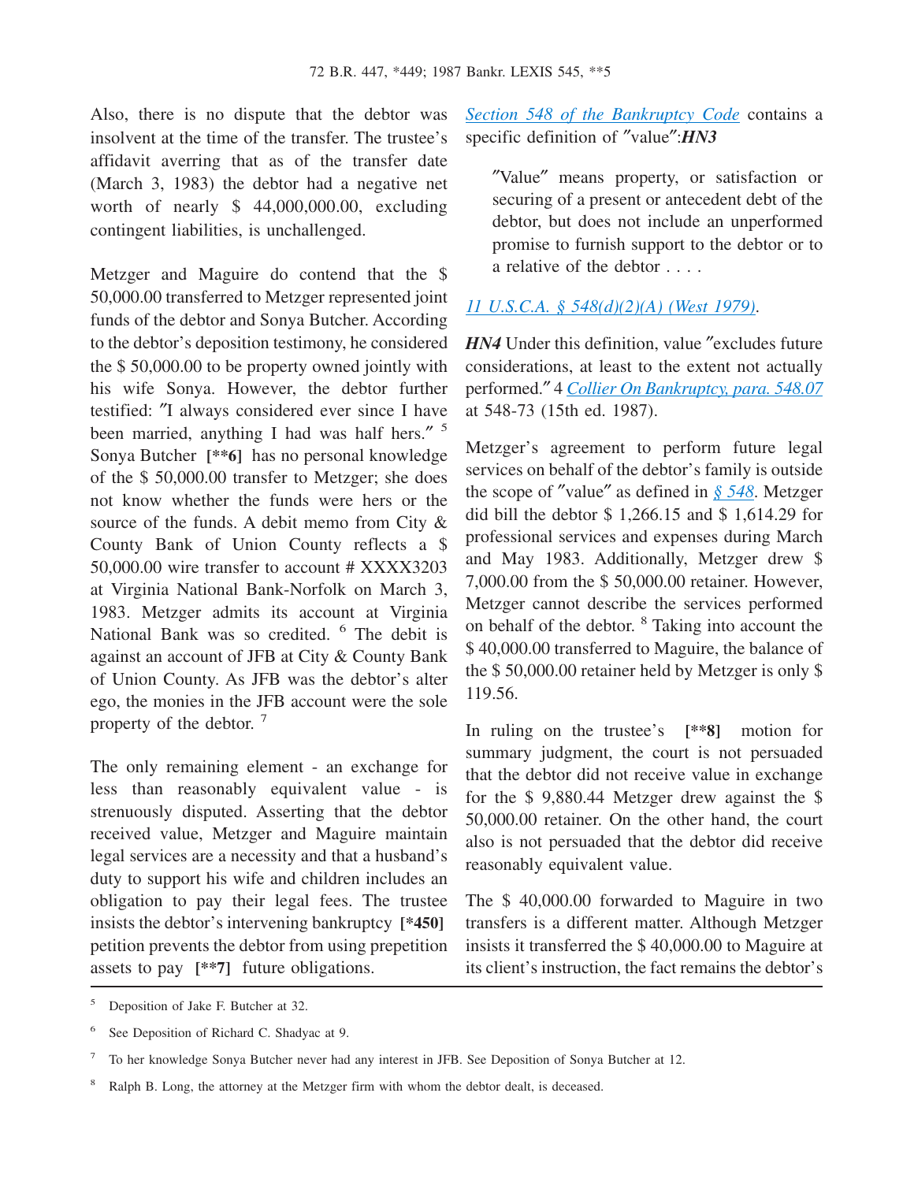Also, there is no dispute that the debtor was insolvent at the time of the transfer. The trustee's affidavit averring that as of the transfer date (March 3, 1983) the debtor had a negative net worth of nearly $ 44,000,000.00, excluding contingent liabilities, is unchallenged.

Metzger and Maguire do contend that the $ 50,000.00 transferred to Metzger represented joint funds of the debtor and Sonya Butcher. According to the debtor's deposition testimony, he considered the $ 50,000.00 to be property owned jointly with his wife Sonya. However, the debtor further testified: "I always considered ever since I have been married, anything I had was half hers." [5] Sonya Butcher **[**6]** has no personal knowledge of the $ 50,000.00 transfer to Metzger; she does not know whether the funds were hers or the source of the funds. A debit memo from City & County Bank of Union County reflects a $ 50,000.00 wire transfer to account # XXXX3203 at Virginia National Bank-Norfolk on March 3, 1983. Metzger admits its account at Virginia National Bank was so credited. [6] The debit is against an account of JFB at City & County Bank of Union County. As JFB was the debtor's alter ego, the monies in the JFB account were the sole property of the debtor. [7]

The only remaining element - an exchange for less than reasonably equivalent value - is strenuously disputed. Asserting that the debtor received value, Metzger and Maguire maintain legal services are a necessity and that a husband's duty to support his wife and children includes an obligation to pay their legal fees. The trustee insists the debtor's intervening bankruptcy **[*450]** petition prevents the debtor from using prepetition assets to pay **[**7]** future obligations.

Section 548 of the Bankruptcy Code contains a specific definition of "value":***HN3***

> "Value" means property, or satisfaction or securing of a present or antecedent debt of the debtor, but does not include an unperformed promise to furnish support to the debtor or to a relative of the debtor . . . .

11 U.S.C.A. § 548(d)(2)(A) (West 1979).

***HN4*** Under this definition, value "excludes future considerations, at least to the extent not actually performed." 4 Collier On Bankruptcy, para. 548.07 at 548-73 (15th ed. 1987).

Metzger's agreement to perform future legal services on behalf of the debtor's family is outside the scope of "value" as defined in § 548. Metzger did bill the debtor $ 1,266.15 and $ 1,614.29 for professional services and expenses during March and May 1983. Additionally, Metzger drew $ 7,000.00 from the $ 50,000.00 retainer. However, Metzger cannot describe the services performed on behalf of the debtor. [8] Taking into account the $ 40,000.00 transferred to Maguire, the balance of the $ 50,000.00 retainer held by Metzger is only $ 119.56.

In ruling on the trustee's **[**8]** motion for summary judgment, the court is not persuaded that the debtor did not receive value in exchange for the $ 9,880.44 Metzger drew against the $ 50,000.00 retainer. On the other hand, the court also is not persuaded that the debtor did receive reasonably equivalent value.

The $ 40,000.00 forwarded to Maguire in two transfers is a different matter. Although Metzger insists it transferred the $ 40,000.00 to Maguire at its client's instruction, the fact remains the debtor's

---

[5] Deposition of Jake F. Butcher at 32.

[6] See Deposition of Richard C. Shadyac at 9.

[7] To her knowledge Sonya Butcher never had any interest in JFB. See Deposition of Sonya Butcher at 12.

[8] Ralph B. Long, the attorney at the Metzger firm with whom the debtor dealt, is deceased.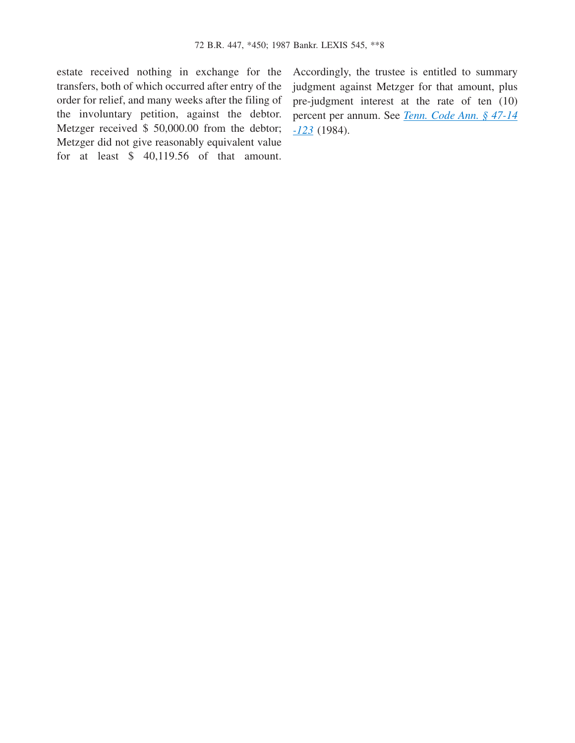estate received nothing in exchange for the transfers, both of which occurred after entry of the order for relief, and many weeks after the filing of the involuntary petition, against the debtor. Metzger received $ 50,000.00 from the debtor; Metzger did not give reasonably equivalent value for at least $ 40,119.56 of that amount. Accordingly, the trustee is entitled to summary judgment against Metzger for that amount, plus pre-judgment interest at the rate of ten (10) percent per annum. See *Tenn. Code Ann. § 47-14-123* (1984).